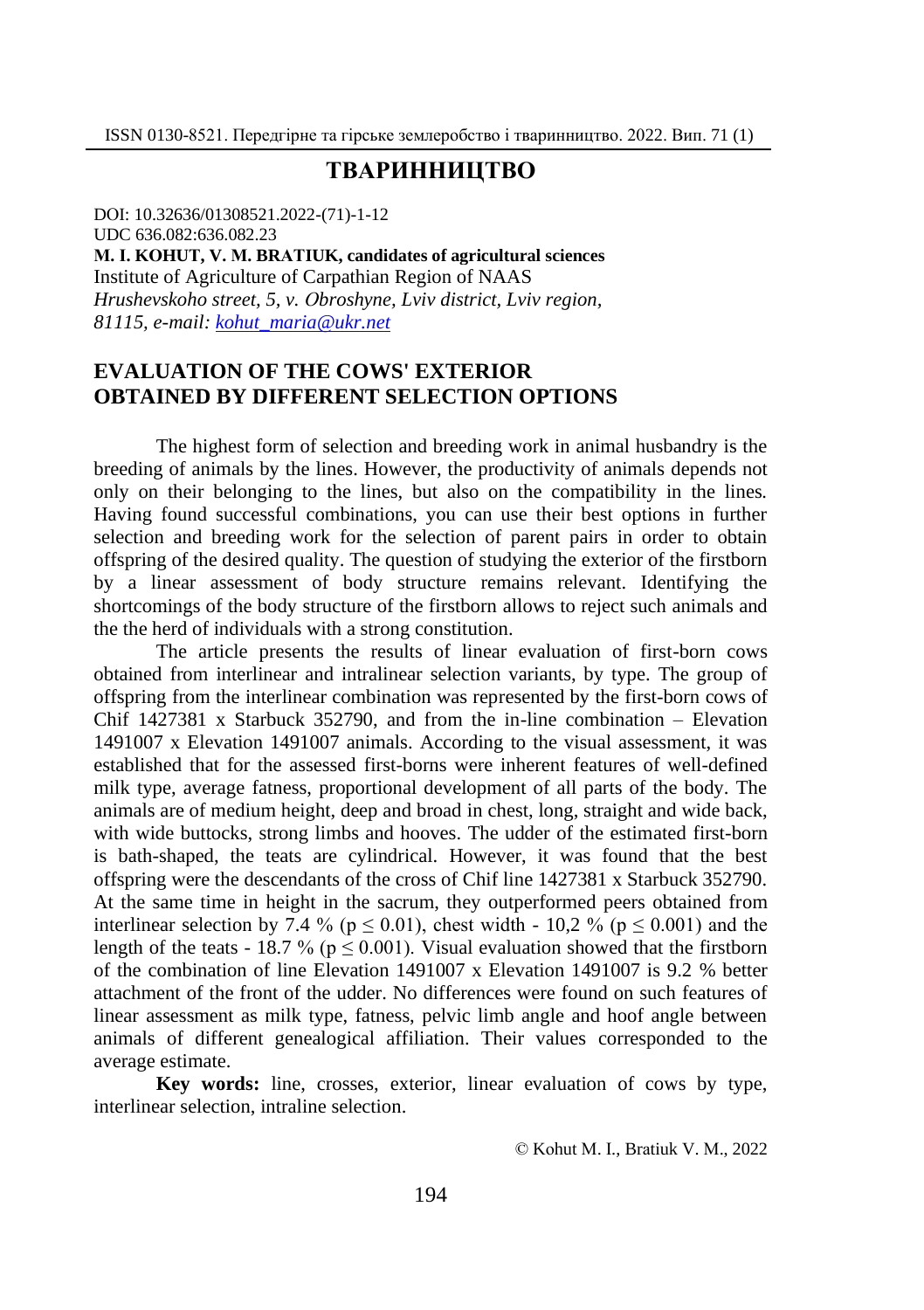# ТВАРИННИЦТВО

DOI: 10.32636/01308521.2022-(71)-1-12
UDC 636.082:636.082.23
**M. I. KOHUT, V. M. BRATIUK, candidates of agricultural sciences**
Institute of Agriculture of Carpathian Region of NAAS
*Hrushevskoho street, 5, v. Obroshyne, Lviv district, Lviv region, 81115, e-mail: kohut_maria@ukr.net*

## EVALUATION OF THE COWS' EXTERIOR OBTAINED BY DIFFERENT SELECTION OPTIONS

The highest form of selection and breeding work in animal husbandry is the breeding of animals by the lines. However, the productivity of animals depends not only on their belonging to the lines, but also on the compatibility in the lines. Having found successful combinations, you can use their best options in further selection and breeding work for the selection of parent pairs in order to obtain offspring of the desired quality. The question of studying the exterior of the firstborn by a linear assessment of body structure remains relevant. Identifying the shortcomings of the body structure of the firstborn allows to reject such animals and the the herd of individuals with a strong constitution.

The article presents the results of linear evaluation of first-born cows obtained from interlinear and intralinear selection variants, by type. The group of offspring from the interlinear combination was represented by the first-born cows of Chif 1427381 x Starbuck 352790, and from the in-line combination – Elevation 1491007 x Elevation 1491007 animals. According to the visual assessment, it was established that for the assessed first-borns were inherent features of well-defined milk type, average fatness, proportional development of all parts of the body. The animals are of medium height, deep and broad in chest, long, straight and wide back, with wide buttocks, strong limbs and hooves. The udder of the estimated first-born is bath-shaped, the teats are cylindrical. However, it was found that the best offspring were the descendants of the cross of Chif line 1427381 x Starbuck 352790. At the same time in height in the sacrum, they outperformed peers obtained from interlinear selection by 7.4 % ($p \leq 0.01$), chest width - 10,2 % ($p \leq 0.001$) and the length of the teats - 18.7 % ($p \leq 0.001$). Visual evaluation showed that the firstborn of the combination of line Elevation 1491007 x Elevation 1491007 is 9.2 % better attachment of the front of the udder. No differences were found on such features of linear assessment as milk type, fatness, pelvic limb angle and hoof angle between animals of different genealogical affiliation. Their values corresponded to the average estimate.

**Key words:** line, crosses, exterior, linear evaluation of cows by type, interlinear selection, intraline selection.

© Kohut M. I., Bratiuk V. M., 2022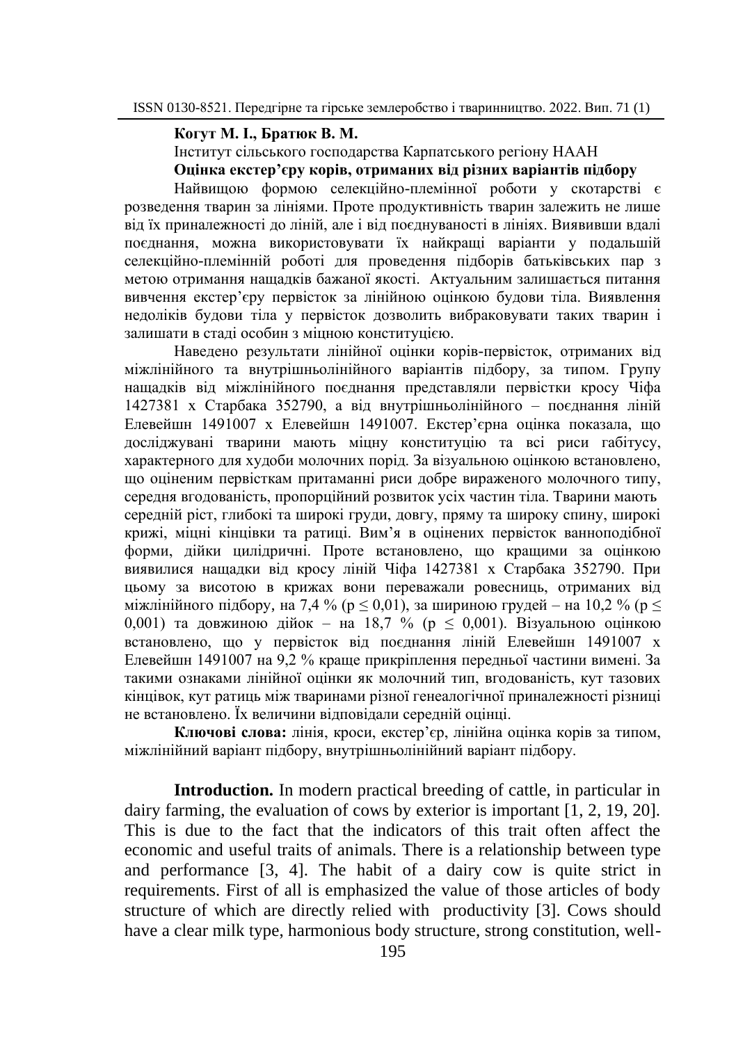**Когут М. І., Братюк В. М.**

Інститут сільського господарства Карпатського регіону НААН

**Оцінка екстер'єру корів, отриманих від різних варіантів підбору**

Найвищою формою селекційно-племінної роботи у скотарстві є розведення тварин за лініями. Проте продуктивність тварин залежить не лише від їх приналежності до ліній, але і від поєднуваності в лініях. Виявивши вдалі поєднання, можна використовувати їх найкращі варіанти у подальшій селекційно-племінній роботі для проведення підборів батьківських пар з метою отримання нащадків бажаної якості. Актуальним залишається питання вивчення екстер'єру первісток за лінійною оцінкою будови тіла. Виявлення недоліків будови тіла у первісток дозволить вибраковувати таких тварин і залишати в стаді особин з міцною конституцією.

Наведено результати лінійної оцінки корів-первісток, отриманих від міжлінійного та внутрішньолінійного варіантів підбору, за типом. Групу нащадків від міжлінійного поєднання представляли первістки кросу Чіфа 1427381 х Старбака 352790, а від внутрішньолінійного – поєднання ліній Елевейшн 1491007 х Елевейшн 1491007. Екстер'єрна оцінка показала, що досліджувані тварини мають міцну конституцію та всі риси габітусу, характерного для худоби молочних порід. За візуальною оцінкою встановлено, що оціненим первісткам притаманні риси добре вираженого молочного типу, середня вгодованість, пропорційний розвиток усіх частин тіла. Тварини мають середній ріст, глибокі та широкі груди, довгу, пряму та широку спину, широкі крижі, міцні кінцівки та ратиці. Вим'я в оцінених первісток ванноподібної форми, дійки циліндричні. Проте встановлено, що кращими за оцінкою виявилися нащадки від кросу ліній Чіфа 1427381 х Старбака 352790. При цьому за висотою в крижах вони переважали ровесниць, отриманих від міжлінійного підбору, на 7,4 % ($p \leq 0{,}01$), за шириною грудей – на 10,2 % ($p \leq 0{,}001$) та довжиною дійок – на 18,7 % ($p \leq 0{,}001$). Візуальною оцінкою встановлено, що у первісток від поєднання ліній Елевейшн 1491007 х Елевейшн 1491007 на 9,2 % краще прикріплення передньої частини вимені. За такими ознаками лінійної оцінки як молочний тип, вгодованість, кут тазових кінцівок, кут ратиць між тваринами різної генеалогічної приналежності різниці не встановлено. Їх величини відповідали середній оцінці.

**Ключові слова:** лінія, кроси, екстер'єр, лінійна оцінка корів за типом, міжлінійний варіант підбору, внутрішньолінійний варіант підбору.

**Introduction.** In modern practical breeding of cattle, in particular in dairy farming, the evaluation of cows by exterior is important [1, 2, 19, 20]. This is due to the fact that the indicators of this trait often affect the economic and useful traits of animals. There is a relationship between type and performance [3, 4]. The habit of a dairy cow is quite strict in requirements. First of all is emphasized the value of those articles of body structure of which are directly relied with productivity [3]. Cows should have a clear milk type, harmonious body structure, strong constitution, well-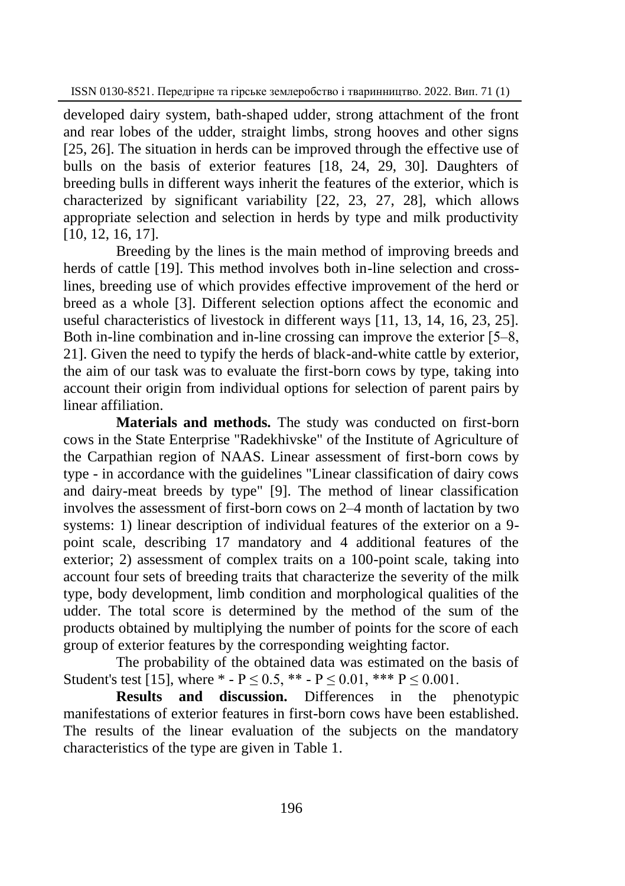developed dairy system, bath-shaped udder, strong attachment of the front and rear lobes of the udder, straight limbs, strong hooves and other signs [25, 26]. The situation in herds can be improved through the effective use of bulls on the basis of exterior features [18, 24, 29, 30]. Daughters of breeding bulls in different ways inherit the features of the exterior, which is characterized by significant variability [22, 23, 27, 28], which allows appropriate selection and selection in herds by type and milk productivity [10, 12, 16, 17].

Breeding by the lines is the main method of improving breeds and herds of cattle [19]. This method involves both in-line selection and cross-lines, breeding use of which provides effective improvement of the herd or breed as a whole [3]. Different selection options affect the economic and useful characteristics of livestock in different ways [11, 13, 14, 16, 23, 25]. Both in-line combination and in-line crossing can improve the exterior [5–8, 21]. Given the need to typify the herds of black-and-white cattle by exterior, the aim of our task was to evaluate the first-born cows by type, taking into account their origin from individual options for selection of parent pairs by linear affiliation.

**Materials and methods.** The study was conducted on first-born cows in the State Enterprise "Radekhivske" of the Institute of Agriculture of the Carpathian region of NAAS. Linear assessment of first-born cows by type - in accordance with the guidelines "Linear classification of dairy cows and dairy-meat breeds by type" [9]. The method of linear classification involves the assessment of first-born cows on 2–4 month of lactation by two systems: 1) linear description of individual features of the exterior on a 9-point scale, describing 17 mandatory and 4 additional features of the exterior; 2) assessment of complex traits on a 100-point scale, taking into account four sets of breeding traits that characterize the severity of the milk type, body development, limb condition and morphological qualities of the udder. The total score is determined by the method of the sum of the products obtained by multiplying the number of points for the score of each group of exterior features by the corresponding weighting factor.

The probability of the obtained data was estimated on the basis of Student's test [15], where * - $P \leq 0.5$, ** - $P \leq 0.01$, *** $P \leq 0.001$.

**Results and discussion.** Differences in the phenotypic manifestations of exterior features in first-born cows have been established. The results of the linear evaluation of the subjects on the mandatory characteristics of the type are given in Table 1.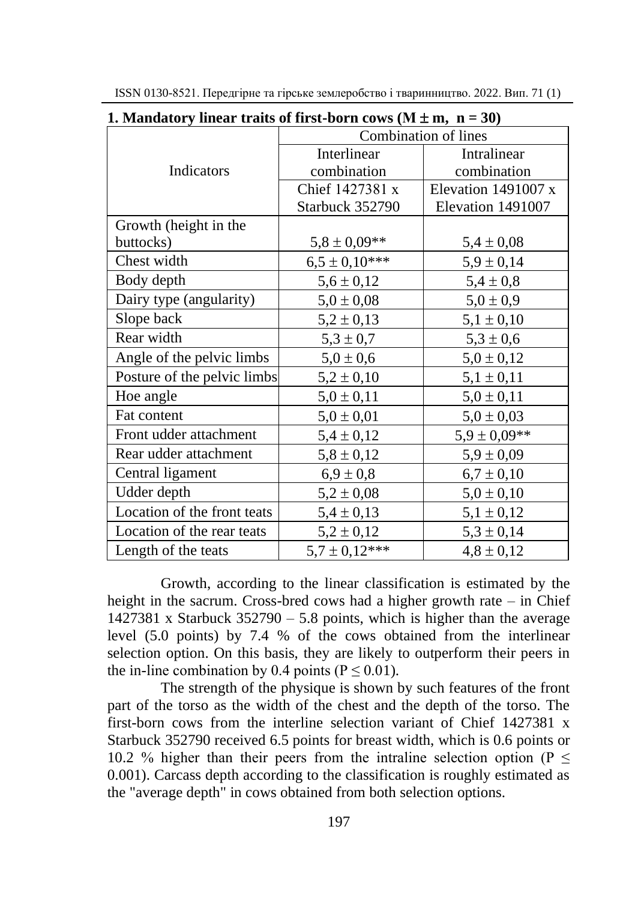**1. Mandatory linear traits of first-born cows (M ± m, n = 30)**

| Indicators | Combination of lines | |
|---|---|---|
| | Interlinear combination | Intralinear combination |
| | Chief 1427381 x Starbuck 352790 | Elevation 1491007 x Elevation 1491007 |
| Growth (height in the buttocks) | 5,8 ± 0,09** | 5,4 ± 0,08 |
| Chest width | 6,5 ± 0,10*** | 5,9 ± 0,14 |
| Body depth | 5,6 ± 0,12 | 5,4 ± 0,8 |
| Dairy type (angularity) | 5,0 ± 0,08 | 5,0 ± 0,9 |
| Slope back | 5,2 ± 0,13 | 5,1 ± 0,10 |
| Rear width | 5,3 ± 0,7 | 5,3 ± 0,6 |
| Angle of the pelvic limbs | 5,0 ± 0,6 | 5,0 ± 0,12 |
| Posture of the pelvic limbs | 5,2 ± 0,10 | 5,1 ± 0,11 |
| Hoe angle | 5,0 ± 0,11 | 5,0 ± 0,11 |
| Fat content | 5,0 ± 0,01 | 5,0 ± 0,03 |
| Front udder attachment | 5,4 ± 0,12 | 5,9 ± 0,09** |
| Rear udder attachment | 5,8 ± 0,12 | 5,9 ± 0,09 |
| Central ligament | 6,9 ± 0,8 | 6,7 ± 0,10 |
| Udder depth | 5,2 ± 0,08 | 5,0 ± 0,10 |
| Location of the front teats | 5,4 ± 0,13 | 5,1 ± 0,12 |
| Location of the rear teats | 5,2 ± 0,12 | 5,3 ± 0,14 |
| Length of the teats | 5,7 ± 0,12*** | 4,8 ± 0,12 |

Growth, according to the linear classification is estimated by the height in the sacrum. Cross-bred cows had a higher growth rate – in Chief 1427381 x Starbuck 352790 – 5.8 points, which is higher than the average level (5.0 points) by 7.4 % of the cows obtained from the interlinear selection option. On this basis, they are likely to outperform their peers in the in-line combination by 0.4 points ($P \leq 0.01$).

The strength of the physique is shown by such features of the front part of the torso as the width of the chest and the depth of the torso. The first-born cows from the interline selection variant of Chief 1427381 x Starbuck 352790 received 6.5 points for breast width, which is 0.6 points or 10.2 % higher than their peers from the intraline selection option ($P \leq 0.001$). Carcass depth according to the classification is roughly estimated as the "average depth" in cows obtained from both selection options.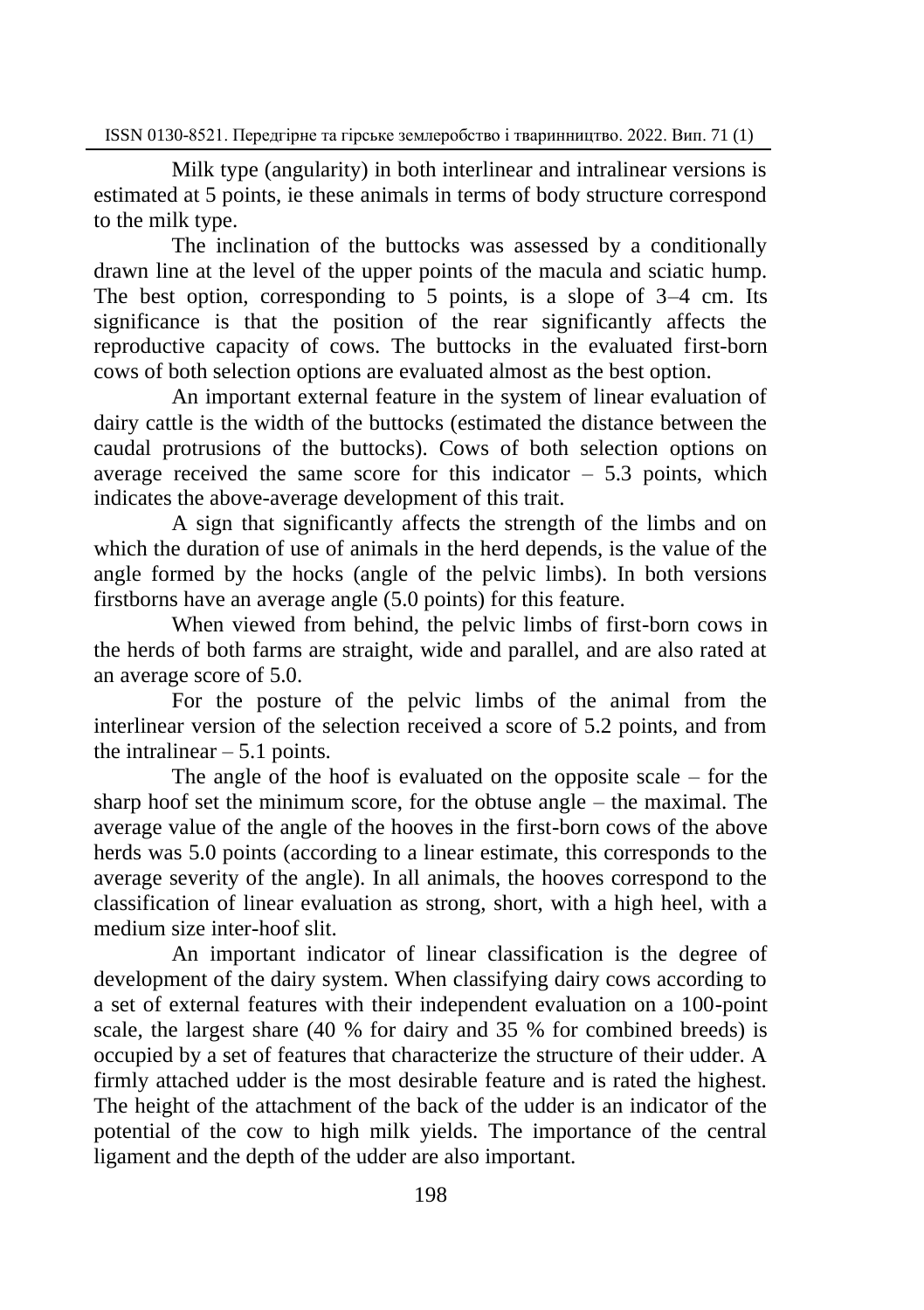Milk type (angularity) in both interlinear and intralinear versions is estimated at 5 points, ie these animals in terms of body structure correspond to the milk type.

The inclination of the buttocks was assessed by a conditionally drawn line at the level of the upper points of the macula and sciatic hump. The best option, corresponding to 5 points, is a slope of 3–4 cm. Its significance is that the position of the rear significantly affects the reproductive capacity of cows. The buttocks in the evaluated first-born cows of both selection options are evaluated almost as the best option.

An important external feature in the system of linear evaluation of dairy cattle is the width of the buttocks (estimated the distance between the caudal protrusions of the buttocks). Cows of both selection options on average received the same score for this indicator – 5.3 points, which indicates the above-average development of this trait.

A sign that significantly affects the strength of the limbs and on which the duration of use of animals in the herd depends, is the value of the angle formed by the hocks (angle of the pelvic limbs). In both versions firstborns have an average angle (5.0 points) for this feature.

When viewed from behind, the pelvic limbs of first-born cows in the herds of both farms are straight, wide and parallel, and are also rated at an average score of 5.0.

For the posture of the pelvic limbs of the animal from the interlinear version of the selection received a score of 5.2 points, and from the intralinear – 5.1 points.

The angle of the hoof is evaluated on the opposite scale – for the sharp hoof set the minimum score, for the obtuse angle – the maximal. The average value of the angle of the hooves in the first-born cows of the above herds was 5.0 points (according to a linear estimate, this corresponds to the average severity of the angle). In all animals, the hooves correspond to the classification of linear evaluation as strong, short, with a high heel, with a medium size inter-hoof slit.

An important indicator of linear classification is the degree of development of the dairy system. When classifying dairy cows according to a set of external features with their independent evaluation on a 100-point scale, the largest share (40 % for dairy and 35 % for combined breeds) is occupied by a set of features that characterize the structure of their udder. A firmly attached udder is the most desirable feature and is rated the highest. The height of the attachment of the back of the udder is an indicator of the potential of the cow to high milk yields. The importance of the central ligament and the depth of the udder are also important.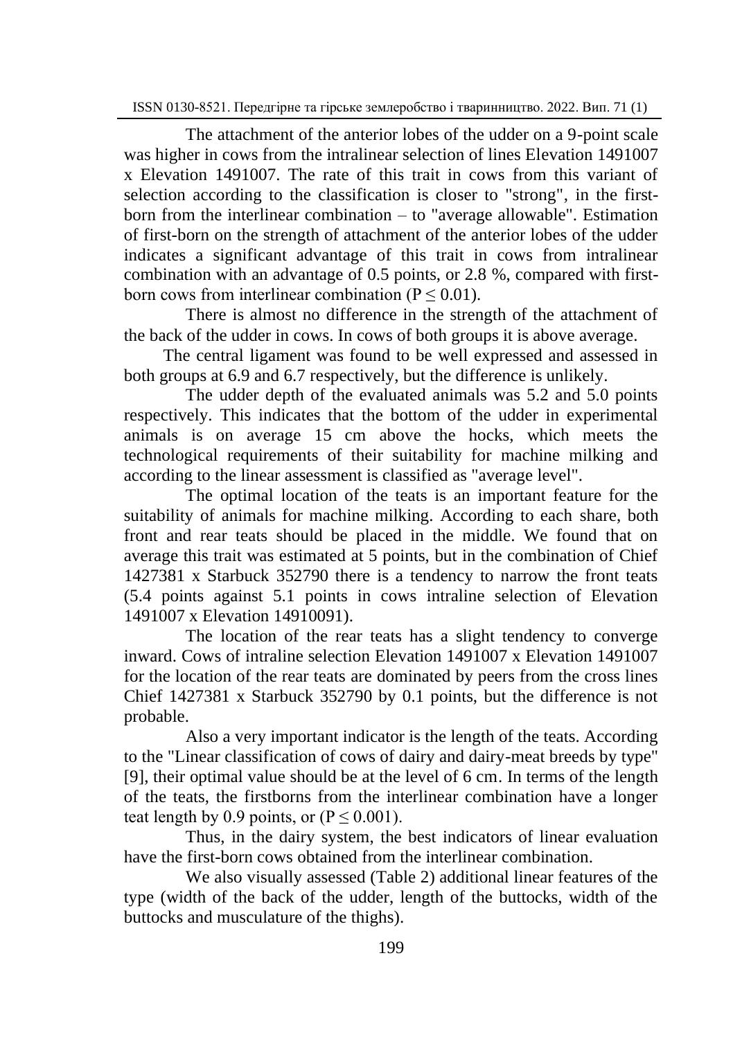The attachment of the anterior lobes of the udder on a 9-point scale was higher in cows from the intralinear selection of lines Elevation 1491007 x Elevation 1491007. The rate of this trait in cows from this variant of selection according to the classification is closer to "strong", in the first-born from the interlinear combination – to "average allowable". Estimation of first-born on the strength of attachment of the anterior lobes of the udder indicates a significant advantage of this trait in cows from intralinear combination with an advantage of 0.5 points, or 2.8 %, compared with first-born cows from interlinear combination ($P \leq 0.01$).

There is almost no difference in the strength of the attachment of the back of the udder in cows. In cows of both groups it is above average.

The central ligament was found to be well expressed and assessed in both groups at 6.9 and 6.7 respectively, but the difference is unlikely.

The udder depth of the evaluated animals was 5.2 and 5.0 points respectively. This indicates that the bottom of the udder in experimental animals is on average 15 cm above the hocks, which meets the technological requirements of their suitability for machine milking and according to the linear assessment is classified as "average level".

The optimal location of the teats is an important feature for the suitability of animals for machine milking. According to each share, both front and rear teats should be placed in the middle. We found that on average this trait was estimated at 5 points, but in the combination of Chief 1427381 x Starbuck 352790 there is a tendency to narrow the front teats (5.4 points against 5.1 points in cows intraline selection of Elevation 1491007 x Elevation 14910091).

The location of the rear teats has a slight tendency to converge inward. Cows of intraline selection Elevation 1491007 x Elevation 1491007 for the location of the rear teats are dominated by peers from the cross lines Chief 1427381 x Starbuck 352790 by 0.1 points, but the difference is not probable.

Also a very important indicator is the length of the teats. According to the "Linear classification of cows of dairy and dairy-meat breeds by type" [9], their optimal value should be at the level of 6 cm. In terms of the length of the teats, the firstborns from the interlinear combination have a longer teat length by 0.9 points, or ($P \leq 0.001$).

Thus, in the dairy system, the best indicators of linear evaluation have the first-born cows obtained from the interlinear combination.

We also visually assessed (Table 2) additional linear features of the type (width of the back of the udder, length of the buttocks, width of the buttocks and musculature of the thighs).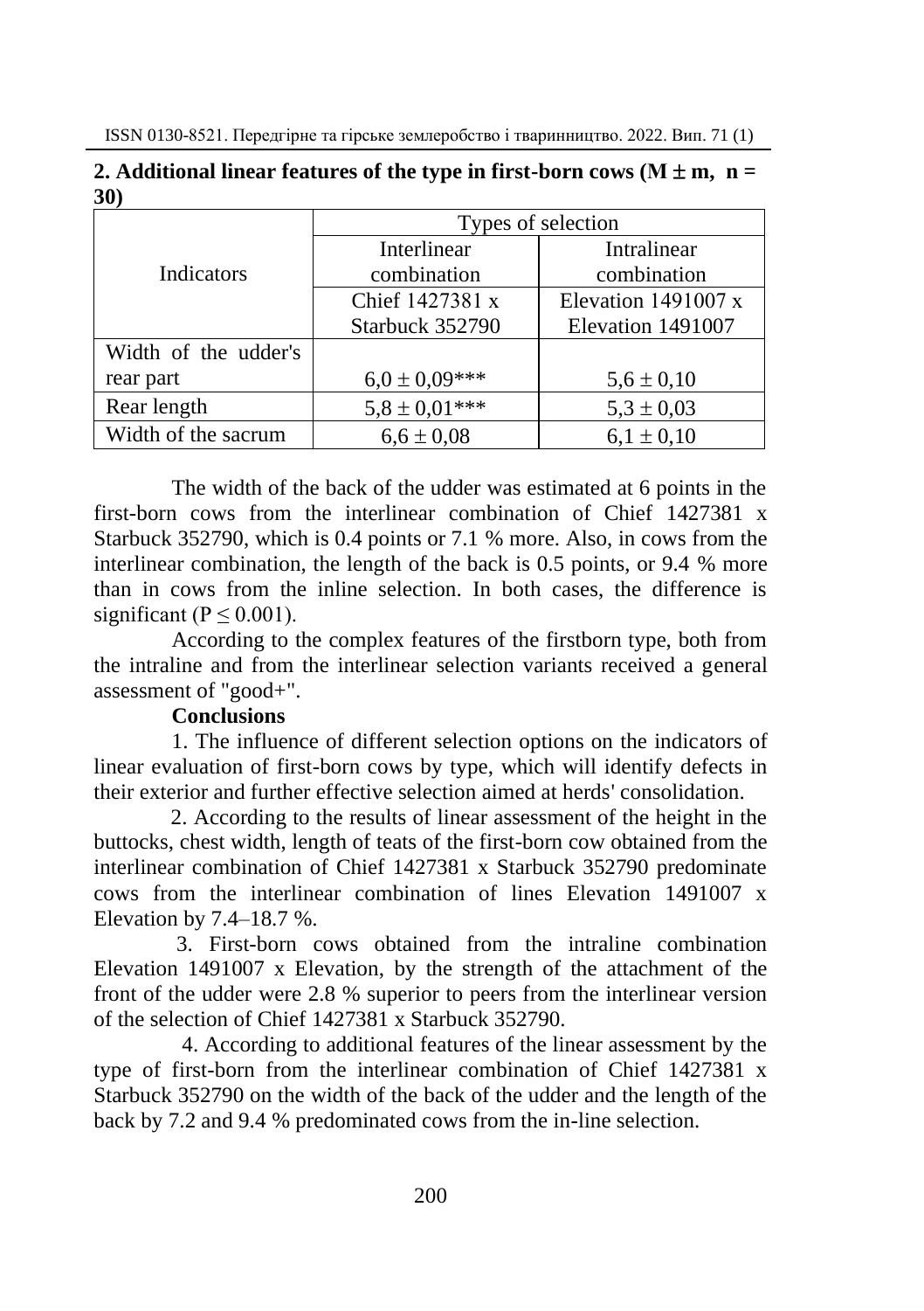**2. Additional linear features of the type in first-born cows ($M \pm m$, $n = 30$)**

| Indicators | Types of selection | |
|---|---|---|
| | Interlinear combination | Intralinear combination |
| | Chief 1427381 x Starbuck 352790 | Elevation 1491007 x Elevation 1491007 |
| Width of the udder's rear part | 6,0 ± 0,09*** | 5,6 ± 0,10 |
| Rear length | 5,8 ± 0,01*** | 5,3 ± 0,03 |
| Width of the sacrum | 6,6 ± 0,08 | 6,1 ± 0,10 |

The width of the back of the udder was estimated at 6 points in the first-born cows from the interlinear combination of Chief 1427381 x Starbuck 352790, which is 0.4 points or 7.1 % more. Also, in cows from the interlinear combination, the length of the back is 0.5 points, or 9.4 % more than in cows from the inline selection. In both cases, the difference is significant ($P \leq 0.001$).

According to the complex features of the firstborn type, both from the intraline and from the interlinear selection variants received a general assessment of "good+".

**Conclusions**

1. The influence of different selection options on the indicators of linear evaluation of first-born cows by type, which will identify defects in their exterior and further effective selection aimed at herds' consolidation.

2. According to the results of linear assessment of the height in the buttocks, chest width, length of teats of the first-born cow obtained from the interlinear combination of Chief 1427381 x Starbuck 352790 predominate cows from the interlinear combination of lines Elevation 1491007 x Elevation by 7.4–18.7 %.

3. First-born cows obtained from the intraline combination Elevation 1491007 x Elevation, by the strength of the attachment of the front of the udder were 2.8 % superior to peers from the interlinear version of the selection of Chief 1427381 x Starbuck 352790.

4. According to additional features of the linear assessment by the type of first-born from the interlinear combination of Chief 1427381 x Starbuck 352790 on the width of the back of the udder and the length of the back by 7.2 and 9.4 % predominated cows from the in-line selection.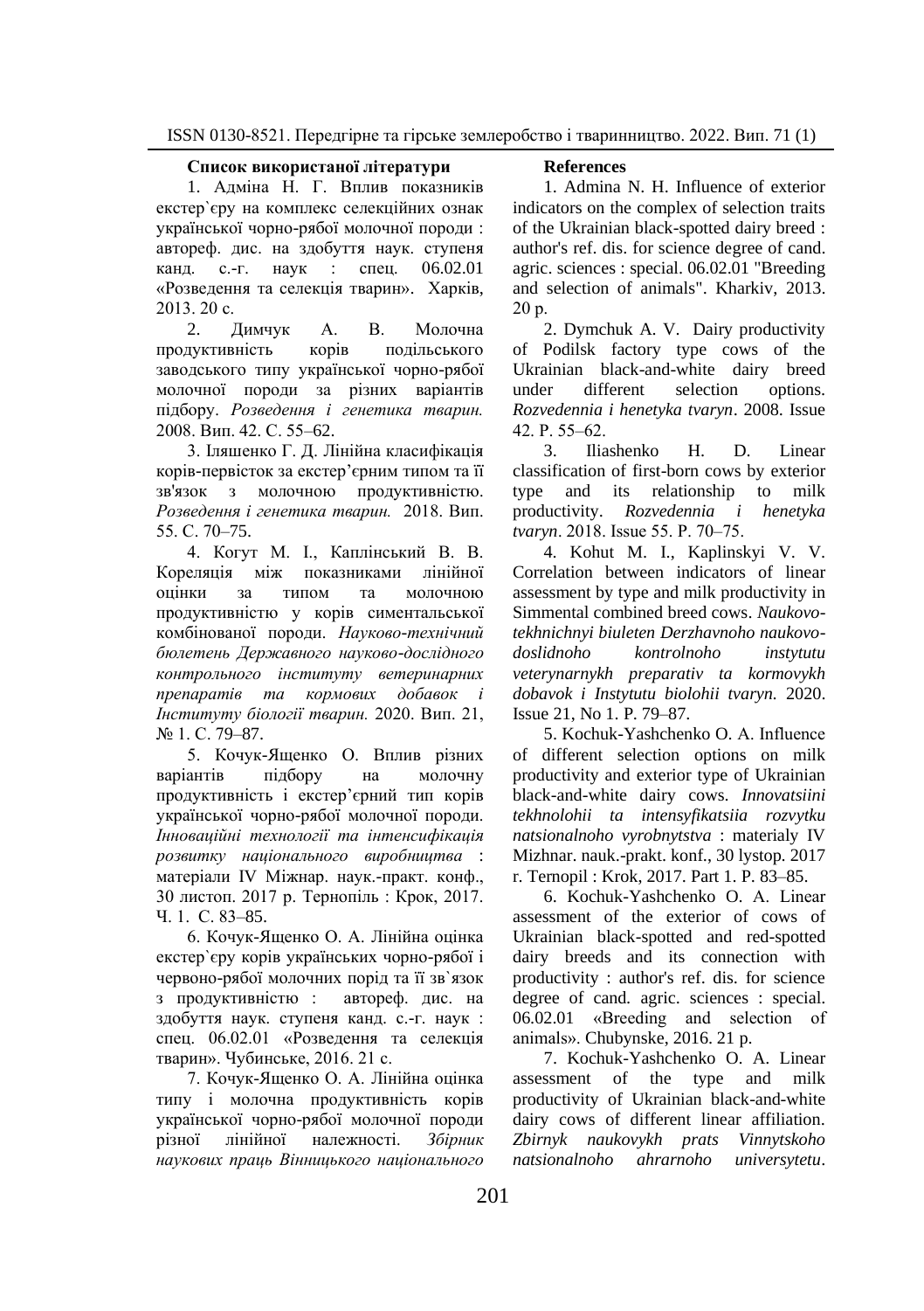**Список використаної літератури**

1. Адміна Н. Г. Вплив показників екстер`єру на комплекс селекційних ознак української чорно-рябої молочної породи : автореф. дис. на здобуття наук. ступеня канд. с.-г. наук : спец. 06.02.01 «Розведення та селекція тварин». Харків, 2013. 20 с.

2. Димчук А. В. Молочна продуктивність корів подільського заводського типу української чорно-рябої молочної породи за різних варіантів підбору. *Розведення і генетика тварин.* 2008. Вип. 42. С. 55–62.

3. Іляшенко Г. Д. Лінійна класифікація корів-первісток за екстер'єрним типом та її зв'язок з молочною продуктивністю. *Розведення і генетика тварин.* 2018. Вип. 55. С. 70–75.

4. Когут М. І., Каплінський В. В. Кореляція між показниками лінійної оцінки за типом та молочною продуктивністю у корів симентальської комбінованої породи. *Науково-технічний бюлетень Державного науково-дослідного контрольного інституту ветеринарних препаратів та кормових добавок і Інституту біології тварин.* 2020. Вип. 21, № 1. С. 79–87.

5. Кочук-Ященко О. Вплив різних варіантів підбору на молочну продуктивність і екстер'єрний тип корів української чорно-рябої молочної породи. *Інноваційні технології та інтенсифікація розвитку національного виробництва* : матеріали IV Міжнар. наук.-практ. конф., 30 листоп. 2017 р. Тернопіль : Крок, 2017. Ч. 1. С. 83–85.

6. Кочук-Ященко О. А. Лінійна оцінка екстер`єру корів українських чорно-рябої і червоно-рябої молочних порід та її зв`язок з продуктивністю : автореф. дис. на здобуття наук. ступеня канд. с.-г. наук : спец. 06.02.01 «Розведення та селекція тварин». Чубинське, 2016. 21 с.

7. Кочук-Ященко О. А. Лінійна оцінка типу і молочна продуктивність корів української чорно-рябої молочної породи різної лінійної належності. *Збірник наукових праць Вінницького національного*

**References**

1. Admina N. H. Influence of exterior indicators on the complex of selection traits of the Ukrainian black-spotted dairy breed : author's ref. dis. for science degree of cand. agric. sciences : special. 06.02.01 "Breeding and selection of animals". Kharkiv, 2013. 20 p.

2. Dymchuk A. V. Dairy productivity of Podilsk factory type cows of the Ukrainian black-and-white dairy breed under different selection options. *Rozvedennia i henetyka tvaryn*. 2008. Issue 42. P. 55–62.

3. Iliashenko H. D. Linear classification of first-born cows by exterior type and its relationship to milk productivity. *Rozvedennia i henetyka tvaryn*. 2018. Issue 55. P. 70–75.

4. Kohut M. I., Kaplinskyi V. V. Correlation between indicators of linear assessment by type and milk productivity in Simmental combined breed cows. *Naukovo-tekhnichnyi biuleten Derzhavnoho naukovo-doslidnoho kontrolnoho instytutu veterynarnykh preparativ ta kormovykh dobavok i Instytutu biolohii tvaryn.* 2020. Issue 21, No 1. P. 79–87.

5. Kochuk-Yashchenko O. A. Influence of different selection options on milk productivity and exterior type of Ukrainian black-and-white dairy cows. *Innovatsiini tekhnolohii ta intensyfikatsiia rozvytku natsionalnoho vyrobnytstva* : materialy IV Mizhnar. nauk.-prakt. konf., 30 lystop. 2017 r. Ternopil : Krok, 2017. Part 1. P. 83–85.

6. Kochuk-Yashchenko O. A. Linear assessment of the exterior of cows of Ukrainian black-spotted and red-spotted dairy breeds and its connection with productivity : author's ref. dis. for science degree of cand. agric. sciences : special. 06.02.01 «Breeding and selection of animals». Chubynske, 2016. 21 p.

7. Kochuk-Yashchenko O. A. Linear assessment of the type and milk productivity of Ukrainian black-and-white dairy cows of different linear affiliation. *Zbirnyk naukovykh prats Vinnytskoho natsionalnoho ahrarnoho universytetu*.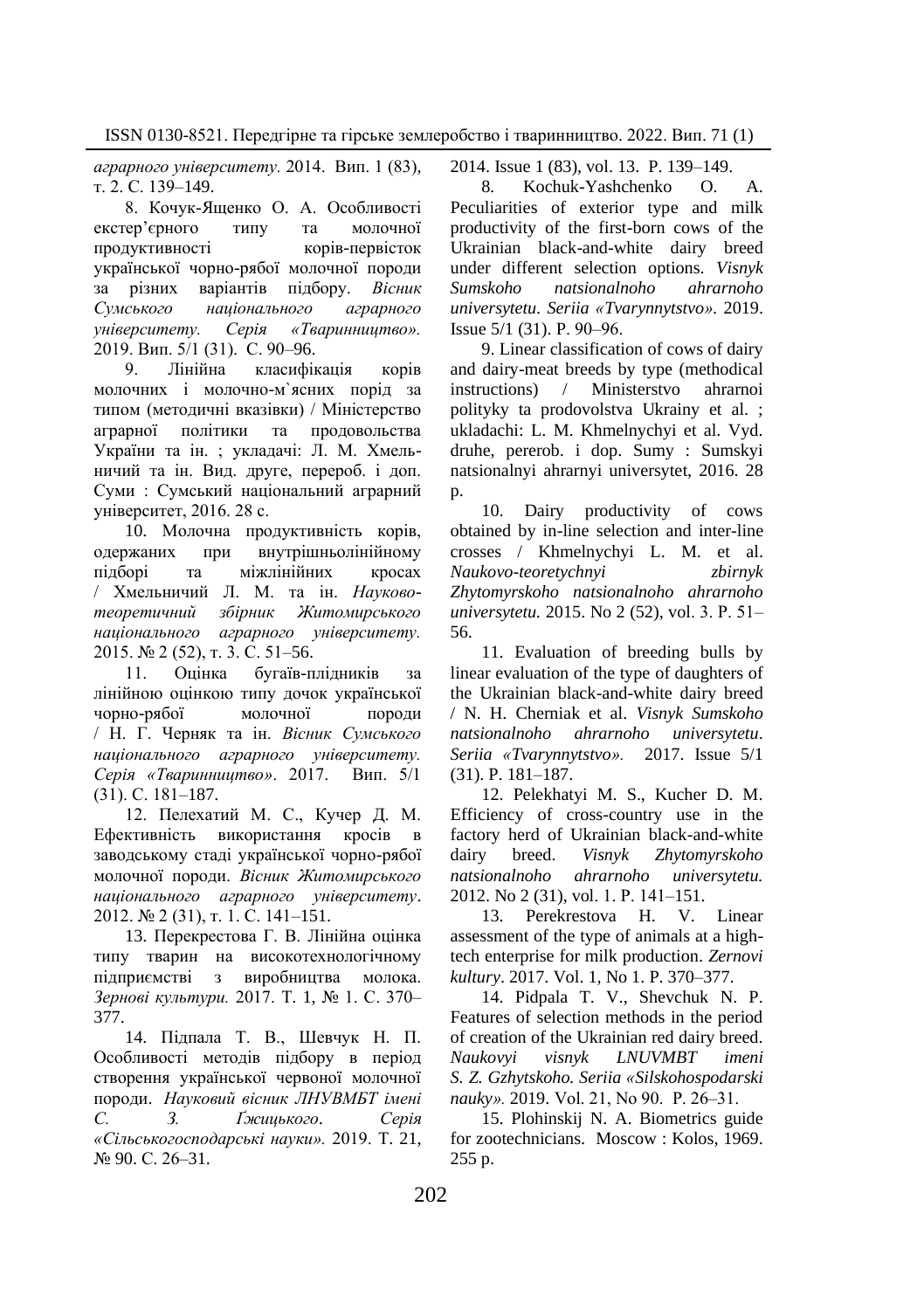*аграрного університету.* 2014. Вип. 1 (83), т. 2. С. 139–149.

8. Кочук-Ященко О. А. Особливості екстер'єрного типу та молочної продуктивності корів-первісток української чорно-рябої молочної породи за різних варіантів підбору. *Вісник Сумського національного аграрного університету. Серія «Тваринництво».* 2019. Вип. 5/1 (31). С. 90–96.

9. Лінійна класифікація корів молочних і молочно-м`ясних порід за типом (методичні вказівки) / Міністерство аграрної політики та продовольства України та ін. ; укладачі: Л. М. Хмельничий та ін. Вид. друге, перероб. і доп. Суми : Сумський національний аграрний університет, 2016. 28 с.

10. Молочна продуктивність корів, одержаних при внутрішньолінійному підборі та міжлінійних кросах / Хмельничий Л. М. та ін. *Науково-теоретичний збірник Житомирського національного аграрного університету.* 2015. № 2 (52), т. 3. С. 51–56.

11. Оцінка бугаїв-плідників за лінійною оцінкою типу дочок української чорно-рябої молочної породи / Н. Г. Черняк та ін. *Вісник Сумського національного аграрного університету. Серія «Тваринництво».* 2017. Вип. 5/1 (31). С. 181–187.

12. Пелехатий М. С., Кучер Д. М. Ефективність використання кросів в заводському стаді української чорно-рябої молочної породи. *Вісник Житомирського національного аграрного університету*. 2012. № 2 (31), т. 1. С. 141–151.

13. Перекрестова Г. В. Лінійна оцінка типу тварин на високотехнологічному підприємстві з виробництва молока. *Зернові культури.* 2017. Т. 1, № 1. С. 370–377.

14. Підпала Т. В., Шевчук Н. П. Особливості методів підбору в період створення української червоної молочної породи. *Науковий вісник ЛНУВМБТ імені С. З. Ґжицького. Серія «Сільськогосподарські науки».* 2019. Т. 21, № 90. С. 26–31.

2014. Issue 1 (83), vol. 13. P. 139–149.

8. Kochuk-Yashchenko O. A. Peculiarities of exterior type and milk productivity of the first-born cows of the Ukrainian black-and-white dairy breed under different selection options. *Visnyk Sumskoho natsionalnoho ahrarnoho universytetu. Seriia «Tvarynnytstvo».* 2019. Issue 5/1 (31). P. 90–96.

9. Linear classification of cows of dairy and dairy-meat breeds by type (methodical instructions) / Ministerstvo ahrarnoi polityky ta prodovolstva Ukrainy et al. ; ukladachi: L. M. Khmelnychyi et al. Vyd. druhe, pererob. i dop. Sumy : Sumskyi natsionalnyi ahrarnyi universytet, 2016. 28 p.

10. Dairy productivity of cows obtained by in-line selection and inter-line crosses / Khmelnychyi L. M. et al. *Naukovo-teoretychnyi zbirnyk Zhytomyrskoho natsionalnoho ahrarnoho universytetu.* 2015. No 2 (52), vol. 3. P. 51–56.

11. Evaluation of breeding bulls by linear evaluation of the type of daughters of the Ukrainian black-and-white dairy breed / N. H. Cherniak et al. *Visnyk Sumskoho natsionalnoho ahrarnoho universytetu. Seriia «Tvarynnytstvo».* 2017. Issue 5/1 (31). P. 181–187.

12. Pelekhatyi M. S., Kucher D. M. Efficiency of cross-country use in the factory herd of Ukrainian black-and-white dairy breed. *Visnyk Zhytomyrskoho natsionalnoho ahrarnoho universytetu.* 2012. No 2 (31), vol. 1. P. 141–151.

13. Perekrestova H. V. Linear assessment of the type of animals at a high-tech enterprise for milk production. *Zernovi kultury*. 2017. Vol. 1, No 1. P. 370–377.

14. Pidpala T. V., Shevchuk N. P. Features of selection methods in the period of creation of the Ukrainian red dairy breed. *Naukovyi visnyk LNUVMBT imeni S. Z. Gzhytskoho. Seriia «Silskohospodarski nauky».* 2019. Vol. 21, No 90. P. 26–31.

15. Plohinskij N. A. Biometrics guide for zootechnicians. Moscow : Kolos, 1969. 255 p.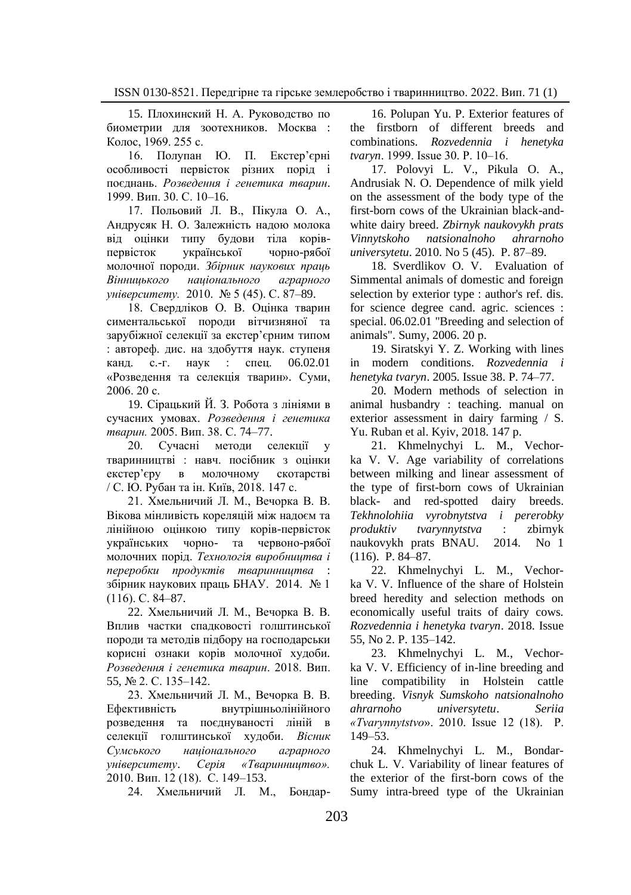15. Плохинский Н. А. Руководство по биометрии для зоотехников. Москва : Колос, 1969. 255 с.

16. Полупан Ю. П. Екстер'єрні особливості первісток різних порід і поєднань. *Розведення і генетика тварин*. 1999. Вип. 30. С. 10–16.

17. Польовий Л. В., Пікула О. А., Андрусяк Н. О. Залежність надою молока від оцінки типу будови тіла корів-первісток української чорно-рябої молочної породи. *Збірник наукових праць Вінницького національного аграрного університету.* 2010. № 5 (45). С. 87–89.

18. Свердліков О. В. Оцінка тварин симентальської породи вітчизняної та зарубіжної селекції за екстер'єрним типом : автореф. дис. на здобуття наук. ступеня канд. с.-г. наук : спец. 06.02.01 «Розведення та селекція тварин». Суми, 2006. 20 с.

19. Сірацький Й. З. Робота з лініями в сучасних умовах. *Розведення і генетика тварин.* 2005. Вип. 38. С. 74–77.

20. Сучасні методи селекції у тваринництві : навч. посібник з оцінки екстер'єру в молочному скотарстві / С. Ю. Рубан та ін. Київ, 2018. 147 с.

21. Хмельничий Л. М., Вечорка В. В. Вікова мінливість кореляцій між надоєм та лінійною оцінкою типу корів-первісток українських чорно- та червоно-рябої молочних порід. *Технологія виробництва і переробки продуктів тваринництва* : збірник наукових праць БНАУ. 2014. № 1 (116). С. 84–87.

22. Хмельничий Л. М., Вечорка В. В. Вплив частки спадковості голштинської породи та методів підбору на господарськи корисні ознаки корів молочної худоби. *Розведення і генетика тварин*. 2018. Вип. 55, № 2. С. 135–142.

23. Хмельничий Л. М., Вечорка В. В. Ефективність внутрішньолінійного розведення та поєднуваності ліній в селекції голштинської худоби. *Вісник Сумського національного аграрного університету*. *Серія «Тваринництво».* 2010. Вип. 12 (18). С. 149–153.

24. Хмельничий Л. М., Бондар-

16. Polupan Yu. P. Exterior features of the firstborn of different breeds and combinations. *Rozvedennia i henetyka tvaryn*. 1999. Issue 30. P. 10–16.

17. Polovyi L. V., Pikula O. A., Andrusiak N. O. Dependence of milk yield on the assessment of the body type of the first-born cows of the Ukrainian black-and-white dairy breed. *Zbirnyk naukovykh prats Vinnytskoho natsionalnoho ahrarnoho universytetu*. 2010. No 5 (45). P. 87–89.

18. Sverdlikov O. V. Evaluation of Simmental animals of domestic and foreign selection by exterior type : author's ref. dis. for science degree cand. agric. sciences : special. 06.02.01 "Breeding and selection of animals". Sumy, 2006. 20 p.

19. Siratskyi Y. Z. Working with lines in modern conditions. *Rozvedennia i henetyka tvaryn*. 2005. Issue 38. P. 74–77.

20. Modern methods of selection in animal husbandry : teaching. manual on exterior assessment in dairy farming / S. Yu. Ruban et al. Kyiv, 2018. 147 p.

21. Khmelnychyi L. M., Vechorka V. V. Age variability of correlations between milking and linear assessment of the type of first-born cows of Ukrainian black- and red-spotted dairy breeds. *Tekhnolohiia vyrobnytstva i pererobky produktiv tvarynnytstva* : zbirnyk naukovykh prats BNAU. 2014. No 1 (116). P. 84–87.

22. Khmelnychyi L. M., Vechorka V. V. Influence of the share of Holstein breed heredity and selection methods on economically useful traits of dairy cows. *Rozvedennia i henetyka tvaryn*. 2018. Issue 55, No 2. P. 135–142.

23. Khmelnychyi L. M., Vechorka V. V. Efficiency of in-line breeding and line compatibility in Holstein cattle breeding. *Visnyk Sumskoho natsionalnoho ahrarnoho universytetu*. *Seriia «Tvarynnytstvo»*. 2010. Issue 12 (18). P. 149–53.

24. Khmelnychyi L. M., Bondarchuk L. V. Variability of linear features of the exterior of the first-born cows of the Sumy intra-breed type of the Ukrainian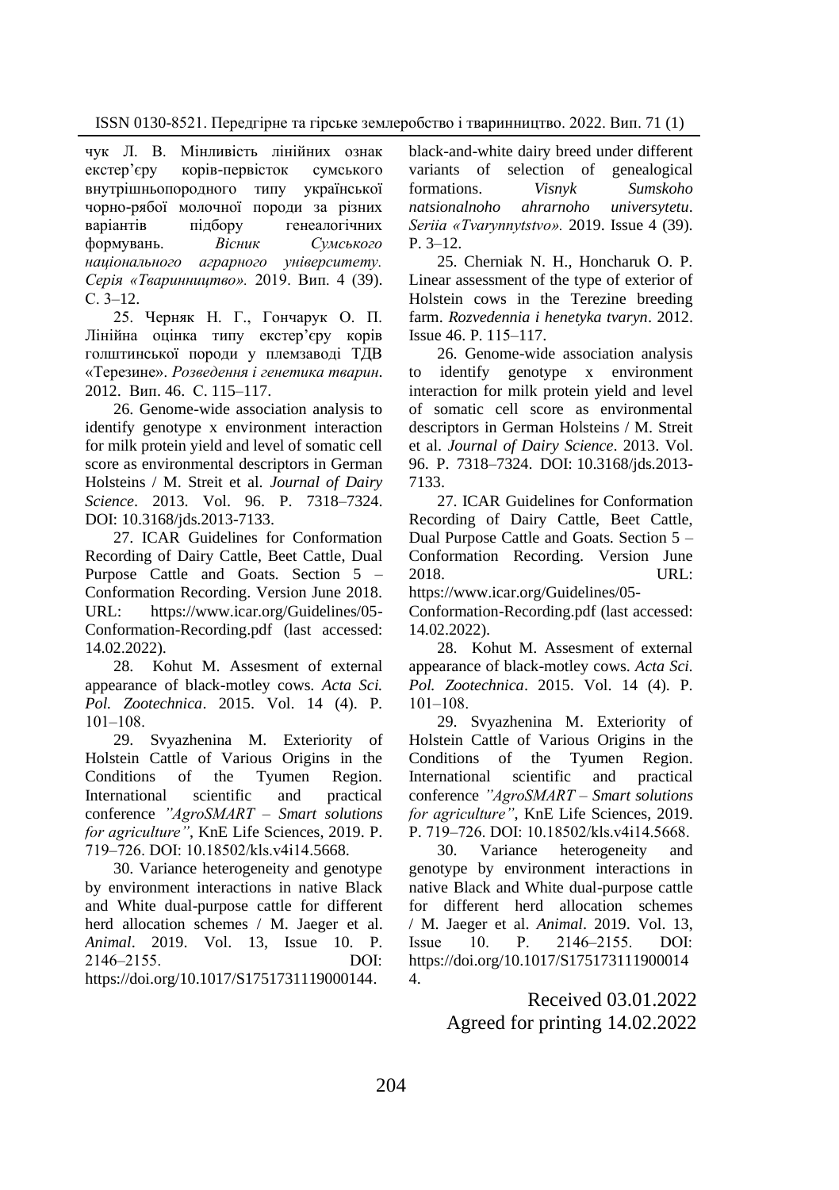чук Л. В. Мінливість лінійних ознак екстер'єру корів-первісток сумського внутрішньопородного типу української чорно-рябої молочної породи за різних варіантів підбору генеалогічних формувань. *Вісник Сумського національного аграрного університету. Серія «Тваринництво».* 2019. Вип. 4 (39). С. 3–12.

25. Черняк Н. Г., Гончарук О. П. Лінійна оцінка типу екстер'єру корів голштинської породи у племзаводі ТДВ «Терезине». *Розведення і генетика тварин*. 2012. Вип. 46. С. 115–117.

26. Genome-wide association analysis to identify genotype x environment interaction for milk protein yield and level of somatic cell score as environmental descriptors in German Holsteins / M. Streit et al. *Journal of Dairy Science*. 2013. Vol. 96. P. 7318–7324. DOI: 10.3168/jds.2013-7133.

27. ICAR Guidelines for Conformation Recording of Dairy Cattle, Beet Cattle, Dual Purpose Cattle and Goats. Section 5 – Conformation Recording. Version June 2018. URL: https://www.icar.org/Guidelines/05-Conformation-Recording.pdf (last accessed: 14.02.2022).

28. Kohut M. Assesment of external appearance of black-motley cows. *Acta Sci. Pol. Zootechnica*. 2015. Vol. 14 (4). P. 101–108.

29. Svyazhenina M. Exteriority of Holstein Cattle of Various Origins in the Conditions of the Tyumen Region. International scientific and practical conference *"AgroSMART – Smart solutions for agriculture"*, KnE Life Sciences, 2019. P. 719–726. DOI: 10.18502/kls.v4i14.5668.

30. Variance heterogeneity and genotype by environment interactions in native Black and White dual-purpose cattle for different herd allocation schemes / M. Jaeger et al. *Animal*. 2019. Vol. 13, Issue 10. P. 2146–2155. DOI: https://doi.org/10.1017/S1751731119000144.

black-and-white dairy breed under different variants of selection of genealogical formations. *Visnyk Sumskoho natsionalnoho ahrarnoho universytetu. Seriia «Tvarynnytstvo».* 2019. Issue 4 (39). P. 3–12.

25. Cherniak N. H., Honcharuk O. P. Linear assessment of the type of exterior of Holstein cows in the Terezine breeding farm. *Rozvedennia i henetyka tvaryn*. 2012. Issue 46. P. 115–117.

26. Genome-wide association analysis to identify genotype x environment interaction for milk protein yield and level of somatic cell score as environmental descriptors in German Holsteins / M. Streit et al. *Journal of Dairy Science*. 2013. Vol. 96. P. 7318–7324. DOI: 10.3168/jds.2013-7133.

27. ICAR Guidelines for Conformation Recording of Dairy Cattle, Beet Cattle, Dual Purpose Cattle and Goats. Section 5 – Conformation Recording. Version June 2018. URL: https://www.icar.org/Guidelines/05-Conformation-Recording.pdf (last accessed: 14.02.2022).

28. Kohut M. Assesment of external appearance of black-motley cows. *Acta Sci. Pol. Zootechnica*. 2015. Vol. 14 (4). P. 101–108.

29. Svyazhenina M. Exteriority of Holstein Cattle of Various Origins in the Conditions of the Tyumen Region. International scientific and practical conference *"AgroSMART – Smart solutions for agriculture"*, KnE Life Sciences, 2019. P. 719–726. DOI: 10.18502/kls.v4i14.5668.

30. Variance heterogeneity and genotype by environment interactions in native Black and White dual-purpose cattle for different herd allocation schemes / M. Jaeger et al. *Animal*. 2019. Vol. 13, Issue 10. P. 2146–2155. DOI: https://doi.org/10.1017/S1751731119000144.

Received 03.01.2022
Agreed for printing 14.02.2022